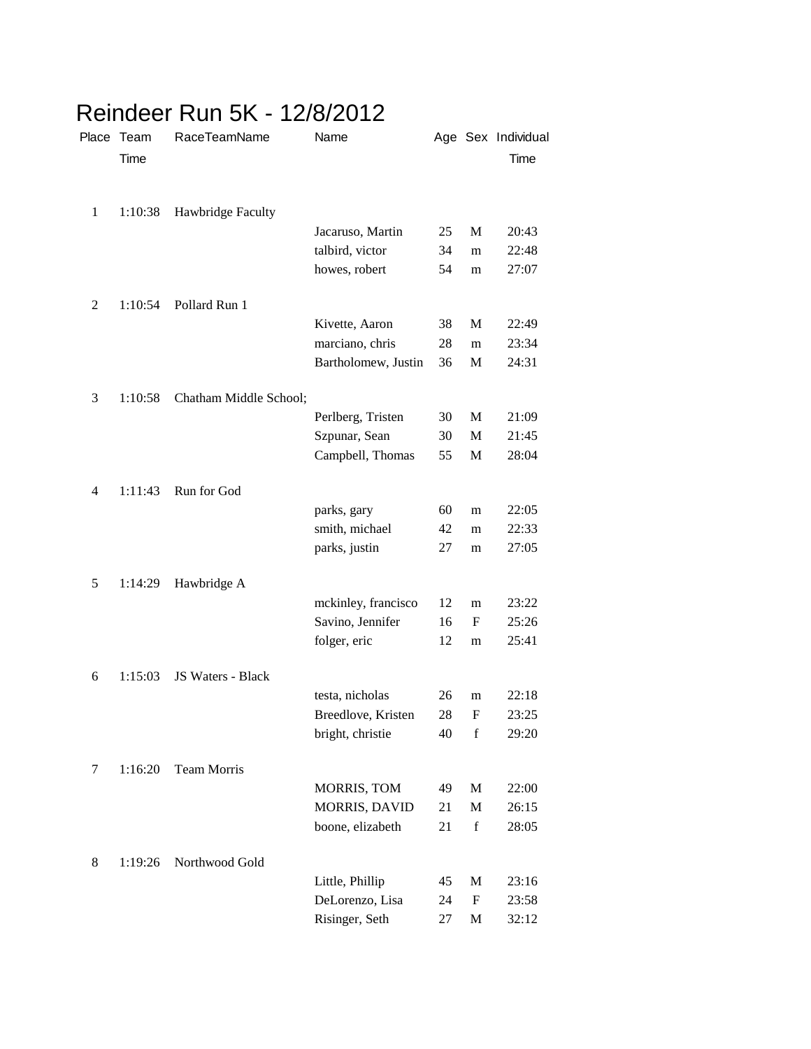# Reindeer Run 5K - 12/8/2012

| Place | Team Time | RaceTeamName | Name | Age | Sex | Individual Time |
|---|---|---|---|---|---|---|
| 1 | 1:10:38 | Hawbridge Faculty | | | | |
| | | | Jacaruso, Martin | 25 | M | 20:43 |
| | | | talbird, victor | 34 | m | 22:48 |
| | | | howes, robert | 54 | m | 27:07 |
| 2 | 1:10:54 | Pollard Run 1 | | | | |
| | | | Kivette, Aaron | 38 | M | 22:49 |
| | | | marciano, chris | 28 | m | 23:34 |
| | | | Bartholomew, Justin | 36 | M | 24:31 |
| 3 | 1:10:58 | Chatham Middle School; | | | | |
| | | | Perlberg, Tristen | 30 | M | 21:09 |
| | | | Szpunar, Sean | 30 | M | 21:45 |
| | | | Campbell, Thomas | 55 | M | 28:04 |
| 4 | 1:11:43 | Run for God | | | | |
| | | | parks, gary | 60 | m | 22:05 |
| | | | smith, michael | 42 | m | 22:33 |
| | | | parks, justin | 27 | m | 27:05 |
| 5 | 1:14:29 | Hawbridge A | | | | |
| | | | mckinley, francisco | 12 | m | 23:22 |
| | | | Savino, Jennifer | 16 | F | 25:26 |
| | | | folger, eric | 12 | m | 25:41 |
| 6 | 1:15:03 | JS Waters - Black | | | | |
| | | | testa, nicholas | 26 | m | 22:18 |
| | | | Breedlove, Kristen | 28 | F | 23:25 |
| | | | bright, christie | 40 | f | 29:20 |
| 7 | 1:16:20 | Team Morris | | | | |
| | | | MORRIS, TOM | 49 | M | 22:00 |
| | | | MORRIS, DAVID | 21 | M | 26:15 |
| | | | boone, elizabeth | 21 | f | 28:05 |
| 8 | 1:19:26 | Northwood Gold | | | | |
| | | | Little, Phillip | 45 | M | 23:16 |
| | | | DeLorenzo, Lisa | 24 | F | 23:58 |
| | | | Risinger, Seth | 27 | M | 32:12 |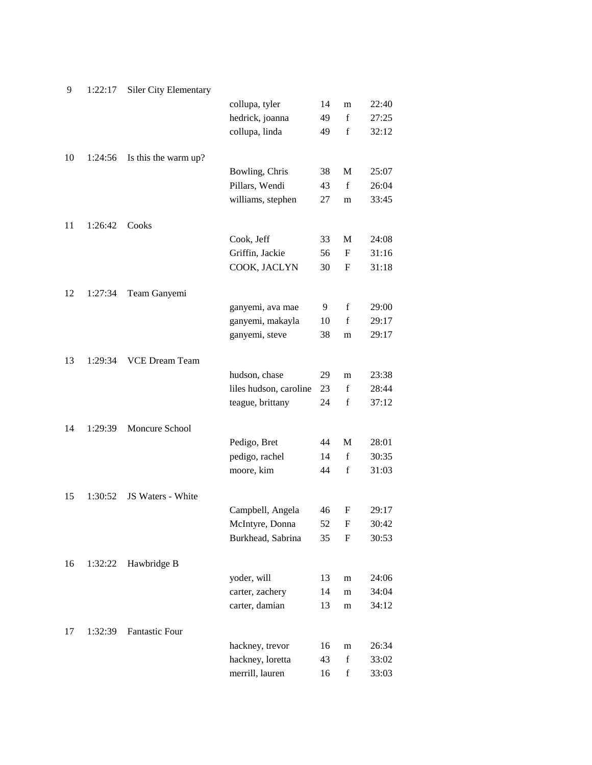| Place | Time | Team | Name | Age | Sex | Time |
|---|---|---|---|---|---|---|
| 9 | 1:22:17 | Siler City Elementary | | | | |
| | | | collupa, tyler | 14 | m | 22:40 |
| | | | hedrick, joanna | 49 | f | 27:25 |
| | | | collupa, linda | 49 | f | 32:12 |
| 10 | 1:24:56 | Is this the warm up? | | | | |
| | | | Bowling, Chris | 38 | M | 25:07 |
| | | | Pillars, Wendi | 43 | f | 26:04 |
| | | | williams, stephen | 27 | m | 33:45 |
| 11 | 1:26:42 | Cooks | | | | |
| | | | Cook, Jeff | 33 | M | 24:08 |
| | | | Griffin, Jackie | 56 | F | 31:16 |
| | | | COOK, JACLYN | 30 | F | 31:18 |
| 12 | 1:27:34 | Team Ganyemi | | | | |
| | | | ganyemi, ava mae | 9 | f | 29:00 |
| | | | ganyemi, makayla | 10 | f | 29:17 |
| | | | ganyemi, steve | 38 | m | 29:17 |
| 13 | 1:29:34 | VCE Dream Team | | | | |
| | | | hudson, chase | 29 | m | 23:38 |
| | | | liles hudson, caroline | 23 | f | 28:44 |
| | | | teague, brittany | 24 | f | 37:12 |
| 14 | 1:29:39 | Moncure School | | | | |
| | | | Pedigo, Bret | 44 | M | 28:01 |
| | | | pedigo, rachel | 14 | f | 30:35 |
| | | | moore, kim | 44 | f | 31:03 |
| 15 | 1:30:52 | JS Waters - White | | | | |
| | | | Campbell, Angela | 46 | F | 29:17 |
| | | | McIntyre, Donna | 52 | F | 30:42 |
| | | | Burkhead, Sabrina | 35 | F | 30:53 |
| 16 | 1:32:22 | Hawbridge B | | | | |
| | | | yoder, will | 13 | m | 24:06 |
| | | | carter, zachery | 14 | m | 34:04 |
| | | | carter, damian | 13 | m | 34:12 |
| 17 | 1:32:39 | Fantastic Four | | | | |
| | | | hackney, trevor | 16 | m | 26:34 |
| | | | hackney, loretta | 43 | f | 33:02 |
| | | | merrill, lauren | 16 | f | 33:03 |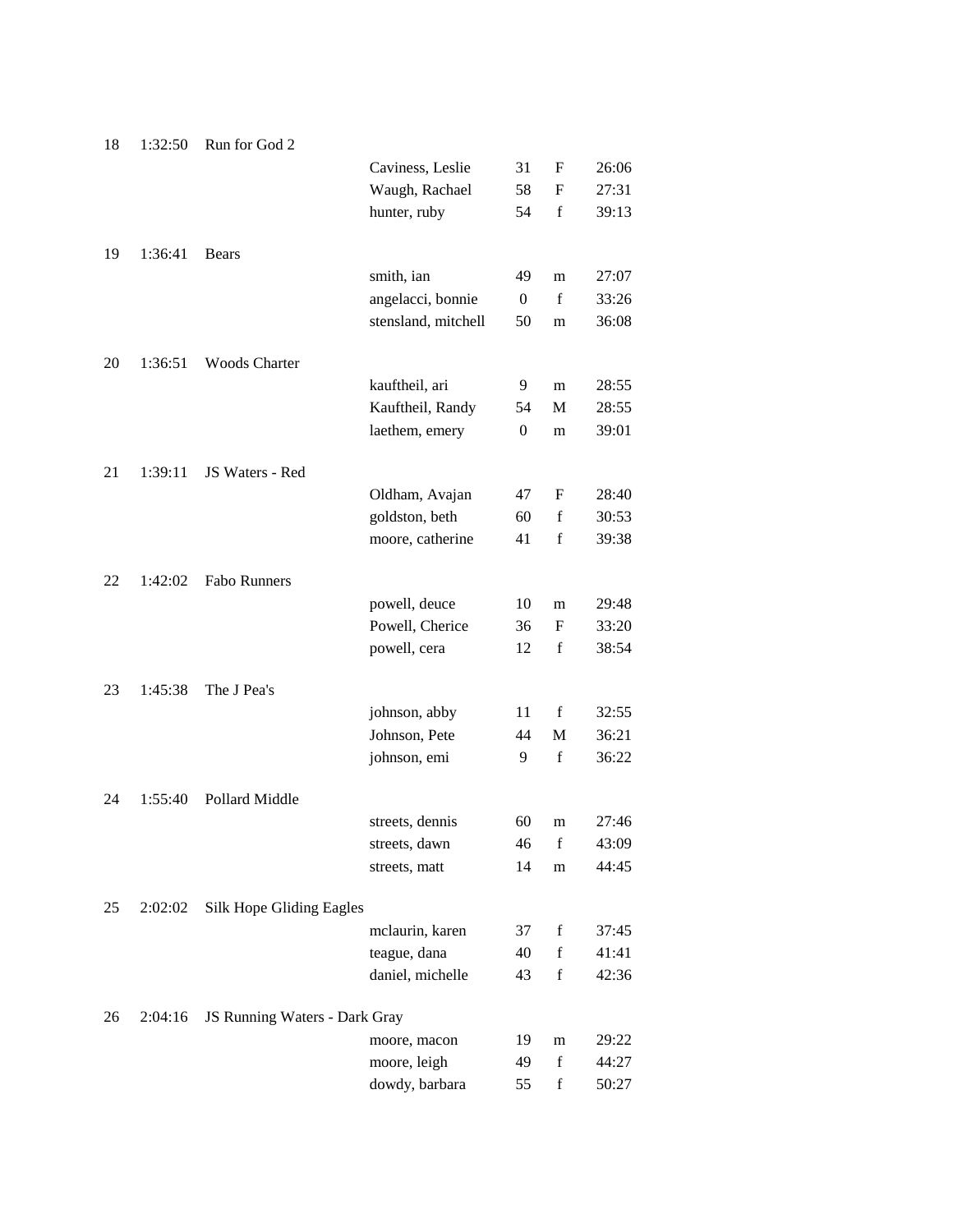| Place | Time | Team | Name | Age | Sex | Time |
|---|---|---|---|---|---|---|
| 18 | 1:32:50 | Run for God 2 | | | | |
| | | | Caviness, Leslie | 31 | F | 26:06 |
| | | | Waugh, Rachael | 58 | F | 27:31 |
| | | | hunter, ruby | 54 | f | 39:13 |
| 19 | 1:36:41 | Bears | | | | |
| | | | smith, ian | 49 | m | 27:07 |
| | | | angelacci, bonnie | 0 | f | 33:26 |
| | | | stensland, mitchell | 50 | m | 36:08 |
| 20 | 1:36:51 | Woods Charter | | | | |
| | | | kauftheil, ari | 9 | m | 28:55 |
| | | | Kauftheil, Randy | 54 | M | 28:55 |
| | | | laethem, emery | 0 | m | 39:01 |
| 21 | 1:39:11 | JS Waters - Red | | | | |
| | | | Oldham, Avajan | 47 | F | 28:40 |
| | | | goldston, beth | 60 | f | 30:53 |
| | | | moore, catherine | 41 | f | 39:38 |
| 22 | 1:42:02 | Fabo Runners | | | | |
| | | | powell, deuce | 10 | m | 29:48 |
| | | | Powell, Cherice | 36 | F | 33:20 |
| | | | powell, cera | 12 | f | 38:54 |
| 23 | 1:45:38 | The J Pea's | | | | |
| | | | johnson, abby | 11 | f | 32:55 |
| | | | Johnson, Pete | 44 | M | 36:21 |
| | | | johnson, emi | 9 | f | 36:22 |
| 24 | 1:55:40 | Pollard Middle | | | | |
| | | | streets, dennis | 60 | m | 27:46 |
| | | | streets, dawn | 46 | f | 43:09 |
| | | | streets, matt | 14 | m | 44:45 |
| 25 | 2:02:02 | Silk Hope Gliding Eagles | | | | |
| | | | mclaurin, karen | 37 | f | 37:45 |
| | | | teague, dana | 40 | f | 41:41 |
| | | | daniel, michelle | 43 | f | 42:36 |
| 26 | 2:04:16 | JS Running Waters - Dark Gray | | | | |
| | | | moore, macon | 19 | m | 29:22 |
| | | | moore, leigh | 49 | f | 44:27 |
| | | | dowdy, barbara | 55 | f | 50:27 |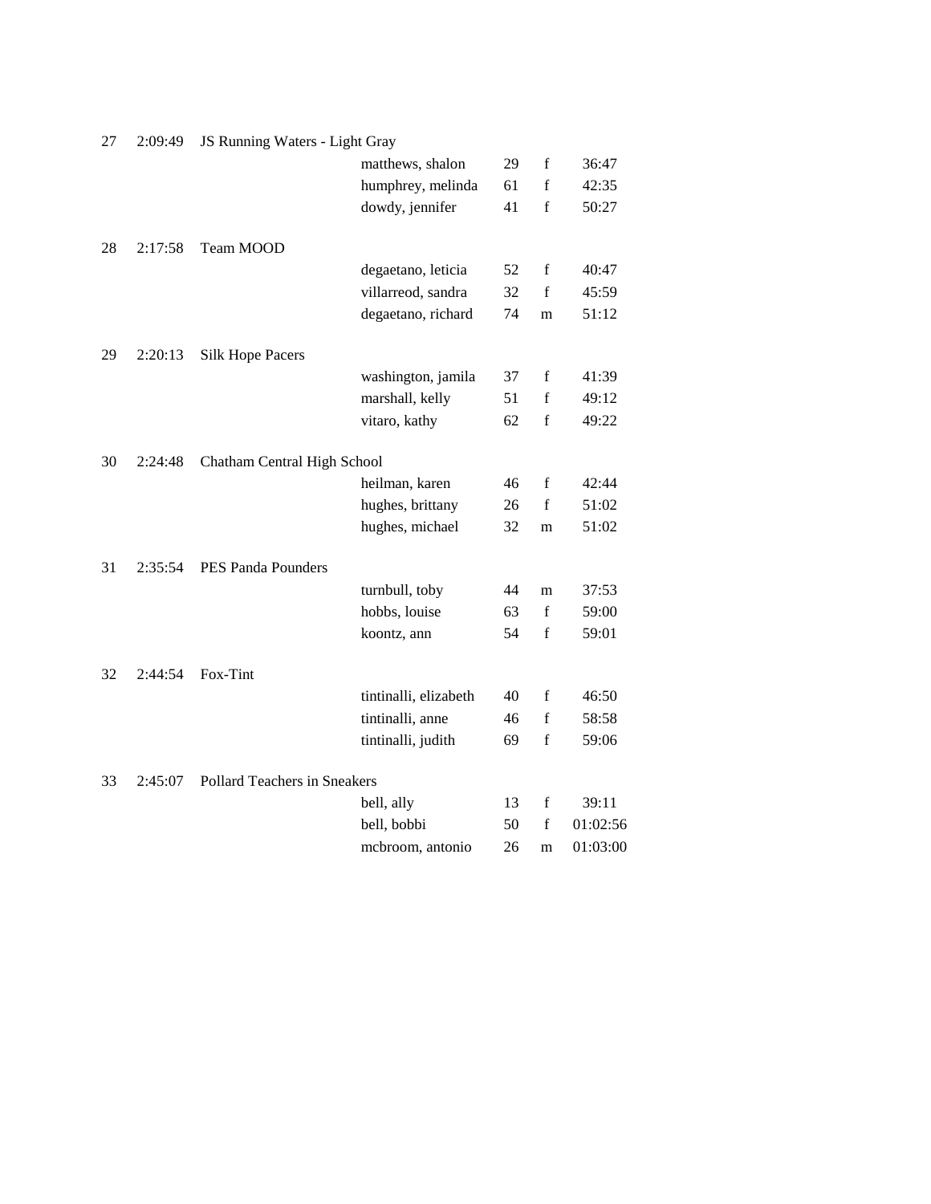| | | | | | | |
|---|---|---|---|---|---|---|
| 27 | 2:09:49 | JS Running Waters - Light Gray | | | | |
| | | | matthews, shalon | 29 | f | 36:47 |
| | | | humphrey, melinda | 61 | f | 42:35 |
| | | | dowdy, jennifer | 41 | f | 50:27 |
| 28 | 2:17:58 | Team MOOD | | | | |
| | | | degaetano, leticia | 52 | f | 40:47 |
| | | | villarreod, sandra | 32 | f | 45:59 |
| | | | degaetano, richard | 74 | m | 51:12 |
| 29 | 2:20:13 | Silk Hope Pacers | | | | |
| | | | washington, jamila | 37 | f | 41:39 |
| | | | marshall, kelly | 51 | f | 49:12 |
| | | | vitaro, kathy | 62 | f | 49:22 |
| 30 | 2:24:48 | Chatham Central High School | | | | |
| | | | heilman, karen | 46 | f | 42:44 |
| | | | hughes, brittany | 26 | f | 51:02 |
| | | | hughes, michael | 32 | m | 51:02 |
| 31 | 2:35:54 | PES Panda Pounders | | | | |
| | | | turnbull, toby | 44 | m | 37:53 |
| | | | hobbs, louise | 63 | f | 59:00 |
| | | | koontz, ann | 54 | f | 59:01 |
| 32 | 2:44:54 | Fox-Tint | | | | |
| | | | tintinalli, elizabeth | 40 | f | 46:50 |
| | | | tintinalli, anne | 46 | f | 58:58 |
| | | | tintinalli, judith | 69 | f | 59:06 |
| 33 | 2:45:07 | Pollard Teachers in Sneakers | | | | |
| | | | bell, ally | 13 | f | 39:11 |
| | | | bell, bobbi | 50 | f | 01:02:56 |
| | | | mcbroom, antonio | 26 | m | 01:03:00 |